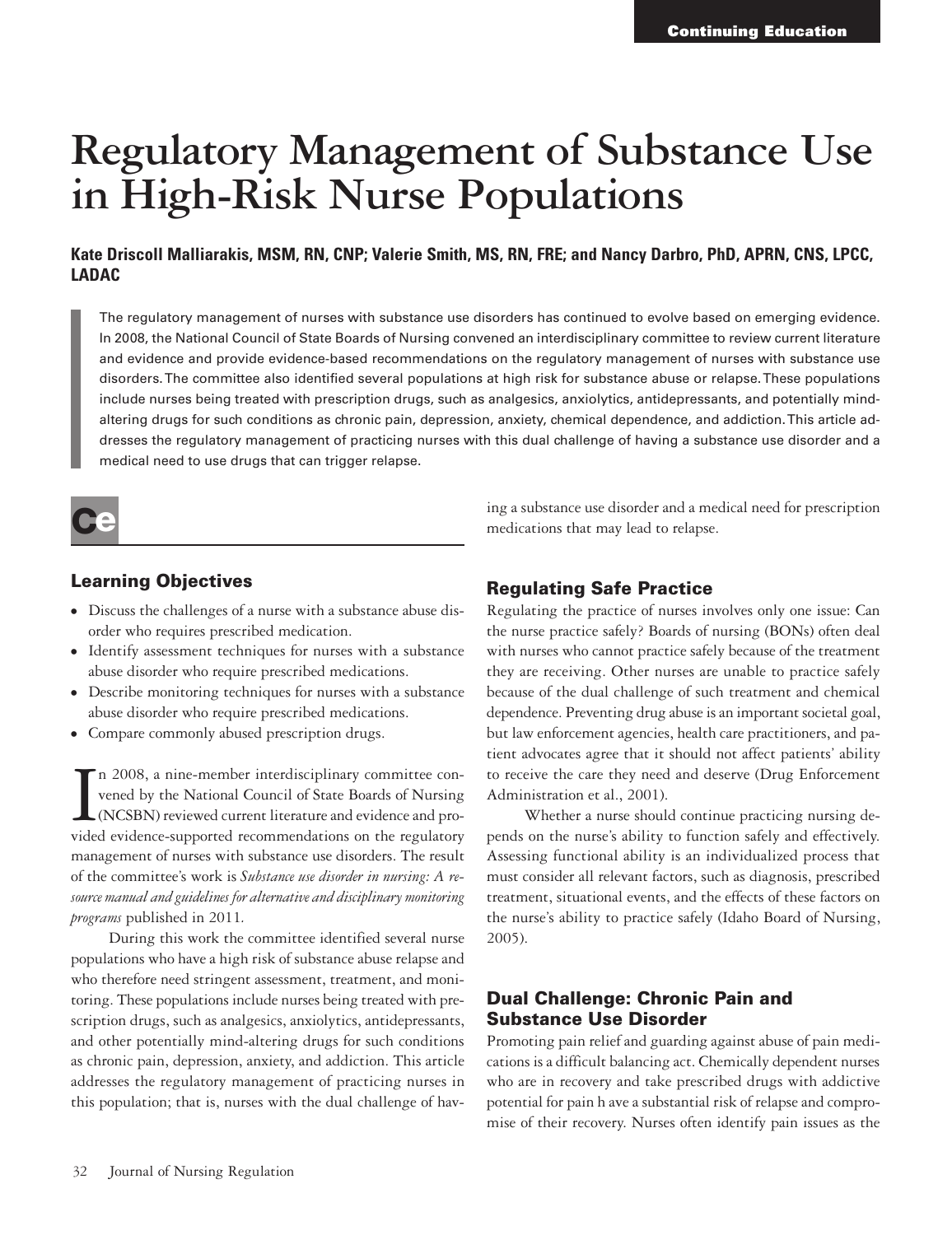Continuing Education

# Regulatory Management of Substance Use in High-Risk Nurse Populations

**Kate Driscoll Malliarakis, MSM, RN, CNP; Valerie Smith, MS, RN, FRE; and Nancy Darbro, PhD, APRN, CNS, LPCC, LADAC**

The regulatory management of nurses with substance use disorders has continued to evolve based on emerging evidence. In 2008, the National Council of State Boards of Nursing convened an interdisciplinary committee to review current literature and evidence and provide evidence-based recommendations on the regulatory management of nurses with substance use disorders. The committee also identified several populations at high risk for substance abuse or relapse. These populations include nurses being treated with prescription drugs, such as analgesics, anxiolytics, antidepressants, and potentially mind-altering drugs for such conditions as chronic pain, depression, anxiety, chemical dependence, and addiction. This article addresses the regulatory management of practicing nurses with this dual challenge of having a substance use disorder and a medical need to use drugs that can trigger relapse.

CE

## Learning Objectives

- Discuss the challenges of a nurse with a substance abuse disorder who requires prescribed medication.
- Identify assessment techniques for nurses with a substance abuse disorder who require prescribed medications.
- Describe monitoring techniques for nurses with a substance abuse disorder who require prescribed medications.
- Compare commonly abused prescription drugs.

In 2008, a nine-member interdisciplinary committee convened by the National Council of State Boards of Nursing (NCSBN) reviewed current literature and evidence and provided evidence-supported recommendations on the regulatory management of nurses with substance use disorders. The result of the committee's work is *Substance use disorder in nursing: A resource manual and guidelines for alternative and disciplinary monitoring programs* published in 2011.

During this work the committee identified several nurse populations who have a high risk of substance abuse relapse and who therefore need stringent assessment, treatment, and monitoring. These populations include nurses being treated with prescription drugs, such as analgesics, anxiolytics, antidepressants, and other potentially mind-altering drugs for such conditions as chronic pain, depression, anxiety, and addiction. This article addresses the regulatory management of practicing nurses in this population; that is, nurses with the dual challenge of having a substance use disorder and a medical need for prescription medications that may lead to relapse.

## Regulating Safe Practice

Regulating the practice of nurses involves only one issue: Can the nurse practice safely? Boards of nursing (BONs) often deal with nurses who cannot practice safely because of the treatment they are receiving. Other nurses are unable to practice safely because of the dual challenge of such treatment and chemical dependence. Preventing drug abuse is an important societal goal, but law enforcement agencies, health care practitioners, and patient advocates agree that it should not affect patients' ability to receive the care they need and deserve (Drug Enforcement Administration et al., 2001).

Whether a nurse should continue practicing nursing depends on the nurse's ability to function safely and effectively. Assessing functional ability is an individualized process that must consider all relevant factors, such as diagnosis, prescribed treatment, situational events, and the effects of these factors on the nurse's ability to practice safely (Idaho Board of Nursing, 2005).

## Dual Challenge: Chronic Pain and Substance Use Disorder

Promoting pain relief and guarding against abuse of pain medications is a difficult balancing act. Chemically dependent nurses who are in recovery and take prescribed drugs with addictive potential for pain have a substantial risk of relapse and compromise of their recovery. Nurses often identify pain issues as the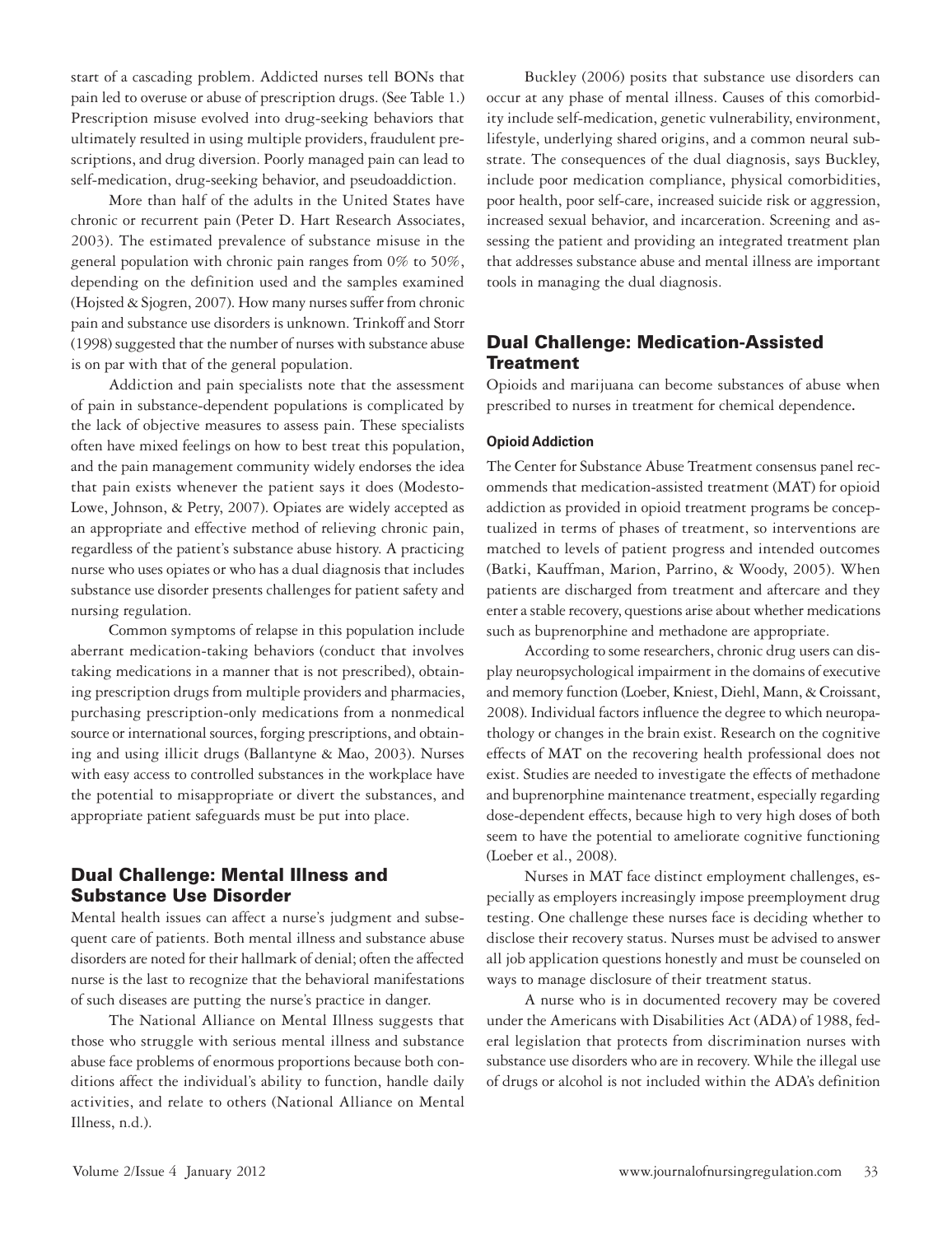start of a cascading problem. Addicted nurses tell BONs that pain led to overuse or abuse of prescription drugs. (See Table 1.) Prescription misuse evolved into drug-seeking behaviors that ultimately resulted in using multiple providers, fraudulent prescriptions, and drug diversion. Poorly managed pain can lead to self-medication, drug-seeking behavior, and pseudoaddiction.

More than half of the adults in the United States have chronic or recurrent pain (Peter D. Hart Research Associates, 2003). The estimated prevalence of substance misuse in the general population with chronic pain ranges from 0% to 50%, depending on the definition used and the samples examined (Hojsted & Sjogren, 2007). How many nurses suffer from chronic pain and substance use disorders is unknown. Trinkoff and Storr (1998) suggested that the number of nurses with substance abuse is on par with that of the general population.

Addiction and pain specialists note that the assessment of pain in substance-dependent populations is complicated by the lack of objective measures to assess pain. These specialists often have mixed feelings on how to best treat this population, and the pain management community widely endorses the idea that pain exists whenever the patient says it does (Modesto-Lowe, Johnson, & Petry, 2007). Opiates are widely accepted as an appropriate and effective method of relieving chronic pain, regardless of the patient's substance abuse history. A practicing nurse who uses opiates or who has a dual diagnosis that includes substance use disorder presents challenges for patient safety and nursing regulation.

Common symptoms of relapse in this population include aberrant medication-taking behaviors (conduct that involves taking medications in a manner that is not prescribed), obtaining prescription drugs from multiple providers and pharmacies, purchasing prescription-only medications from a nonmedical source or international sources, forging prescriptions, and obtaining and using illicit drugs (Ballantyne & Mao, 2003). Nurses with easy access to controlled substances in the workplace have the potential to misappropriate or divert the substances, and appropriate patient safeguards must be put into place.

## Dual Challenge: Mental Illness and Substance Use Disorder

Mental health issues can affect a nurse's judgment and subsequent care of patients. Both mental illness and substance abuse disorders are noted for their hallmark of denial; often the affected nurse is the last to recognize that the behavioral manifestations of such diseases are putting the nurse's practice in danger.

The National Alliance on Mental Illness suggests that those who struggle with serious mental illness and substance abuse face problems of enormous proportions because both conditions affect the individual's ability to function, handle daily activities, and relate to others (National Alliance on Mental Illness, n.d.).

Buckley (2006) posits that substance use disorders can occur at any phase of mental illness. Causes of this comorbidity include self-medication, genetic vulnerability, environment, lifestyle, underlying shared origins, and a common neural substrate. The consequences of the dual diagnosis, says Buckley, include poor medication compliance, physical comorbidities, poor health, poor self-care, increased suicide risk or aggression, increased sexual behavior, and incarceration. Screening and assessing the patient and providing an integrated treatment plan that addresses substance abuse and mental illness are important tools in managing the dual diagnosis.

## Dual Challenge: Medication-Assisted Treatment

Opioids and marijuana can become substances of abuse when prescribed to nurses in treatment for chemical dependence.

### Opioid Addiction

The Center for Substance Abuse Treatment consensus panel recommends that medication-assisted treatment (MAT) for opioid addiction as provided in opioid treatment programs be conceptualized in terms of phases of treatment, so interventions are matched to levels of patient progress and intended outcomes (Batki, Kauffman, Marion, Parrino, & Woody, 2005). When patients are discharged from treatment and aftercare and they enter a stable recovery, questions arise about whether medications such as buprenorphine and methadone are appropriate.

According to some researchers, chronic drug users can display neuropsychological impairment in the domains of executive and memory function (Loeber, Kniest, Diehl, Mann, & Croissant, 2008). Individual factors influence the degree to which neuropathology or changes in the brain exist. Research on the cognitive effects of MAT on the recovering health professional does not exist. Studies are needed to investigate the effects of methadone and buprenorphine maintenance treatment, especially regarding dose-dependent effects, because high to very high doses of both seem to have the potential to ameliorate cognitive functioning (Loeber et al., 2008).

Nurses in MAT face distinct employment challenges, especially as employers increasingly impose preemployment drug testing. One challenge these nurses face is deciding whether to disclose their recovery status. Nurses must be advised to answer all job application questions honestly and must be counseled on ways to manage disclosure of their treatment status.

A nurse who is in documented recovery may be covered under the Americans with Disabilities Act (ADA) of 1988, federal legislation that protects from discrimination nurses with substance use disorders who are in recovery. While the illegal use of drugs or alcohol is not included within the ADA's definition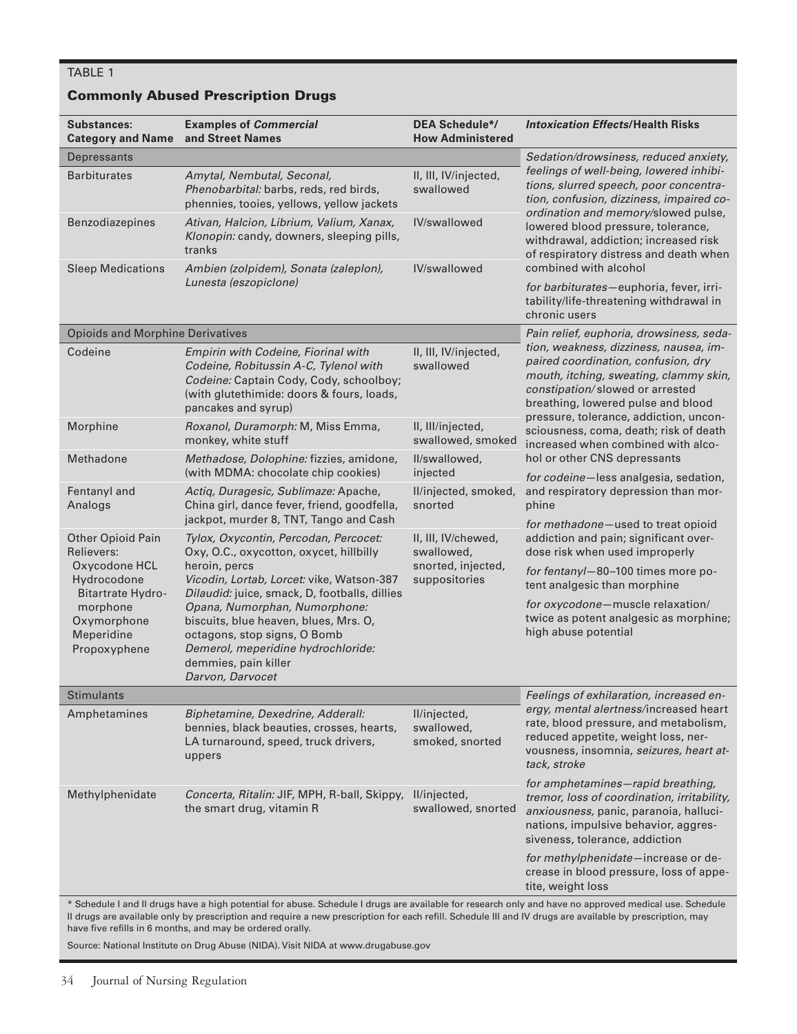TABLE 1

### Commonly Abused Prescription Drugs

| Substances: Category and Name | Examples of *Commercial* and Street Names | DEA Schedule*/ How Administered | *Intoxication Effects*/Health Risks |
|---|---|---|---|
| Depressants | | | *Sedation/drowsiness, reduced anxiety, feelings of well-being, lowered inhibitions, slurred speech, poor concentration, confusion, dizziness, impaired coordination and memory*/slowed pulse, lowered blood pressure, tolerance, withdrawal, addiction; increased risk of respiratory distress and death when combined with alcohol<br>*for barbiturates—euphoria, fever, irritability*/life-threatening withdrawal in chronic users |
| Barbiturates | *Amytal, Nembutal, Seconal, Phenobarbital:* barbs, reds, red birds, phennies, tooies, yellows, yellow jackets | II, III, IV/injected, swallowed | |
| Benzodiazepines | *Ativan, Halcion, Librium, Valium, Xanax, Klonopin:* candy, downers, sleeping pills, tranks | IV/swallowed | |
| Sleep Medications | *Ambien (zolpidem), Sonata (zaleplon), Lunesta (eszopiclone)* | IV/swallowed | |
| Opioids and Morphine Derivatives | | | *Pain relief, euphoria, drowsiness, sedation, weakness, dizziness, nausea, impaired coordination, confusion, dry mouth, itching, sweating, clammy skin, constipation*/slowed or arrested breathing, lowered pulse and blood pressure, tolerance, addiction, unconsciousness, coma, death; risk of death increased when combined with alcohol or other CNS depressants<br>*for codeine*—less analgesia, sedation, and respiratory depression than morphine<br>*for methadone*—used to treat opioid addiction and pain; significant overdose risk when used improperly<br>*for fentanyl*—80–100 times more potent analgesic than morphine<br>*for oxycodone*—muscle relaxation/ twice as potent analgesic as morphine; high abuse potential |
| Codeine | *Empirin with Codeine, Fiorinal with Codeine, Robitussin A-C, Tylenol with Codeine:* Captain Cody, Cody, schoolboy; (with glutethimide: doors & fours, loads, pancakes and syrup) | II, III, IV/injected, swallowed | |
| Morphine | *Roxanol, Duramorph:* M, Miss Emma, monkey, white stuff | II, III/injected, swallowed, smoked | |
| Methadone | *Methadose, Dolophine:* fizzies, amidone, (with MDMA: chocolate chip cookies) | II/swallowed, injected | |
| Fentanyl and Analogs | *Actiq, Duragesic, Sublimaze:* Apache, China girl, dance fever, friend, goodfella, jackpot, murder 8, TNT, Tango and Cash | II/injected, smoked, snorted | |
| Other Opioid Pain Relievers:<br>Oxycodone HCL<br>Hydrocodone Bitartrate Hydromorphone<br>Oxymorphone<br>Meperidine<br>Propoxyphene | *Tylox, Oxycontin, Percodan, Percocet:* Oxy, O.C., oxycotton, oxycet, hillbilly heroin, percs<br>*Vicodin, Lortab, Lorcet:* vike, Watson-387<br>*Dilaudid:* juice, smack, D, footballs, dillies<br>*Opana, Numorphan, Numorphone:* biscuits, blue heaven, blues, Mrs. O, octagons, stop signs, O Bomb<br>*Demerol, meperidine hydrochloride:* demmies, pain killer<br>*Darvon, Darvocet* | II, III, IV/chewed, swallowed, snorted, injected, suppositories | |
| Stimulants | | | *Feelings of exhilaration, increased energy, mental alertness*/increased heart rate, blood pressure, and metabolism, reduced appetite, weight loss, nervousness, insomnia, *seizures, heart attack, stroke*<br>*for amphetamines—rapid breathing, tremor, loss of coordination, irritability, anxiousness,* panic, paranoia, hallucinations, impulsive behavior, aggressiveness, tolerance, addiction<br>*for methylphenidate*—increase or decrease in blood pressure, loss of appetite, weight loss |
| Amphetamines | *Biphetamine, Dexedrine, Adderall:* bennies, black beauties, crosses, hearts, LA turnaround, speed, truck drivers, uppers | II/injected, swallowed, smoked, snorted | |
| Methylphenidate | *Concerta, Ritalin:* JIF, MPH, R-ball, Skippy, the smart drug, vitamin R | II/injected, swallowed, snorted | |

\* Schedule I and II drugs have a high potential for abuse. Schedule I drugs are available for research only and have no approved medical use. Schedule II drugs are available only by prescription and require a new prescription for each refill. Schedule III and IV drugs are available by prescription, may have five refills in 6 months, and may be ordered orally.

Source: National Institute on Drug Abuse (NIDA). Visit NIDA at www.drugabuse.gov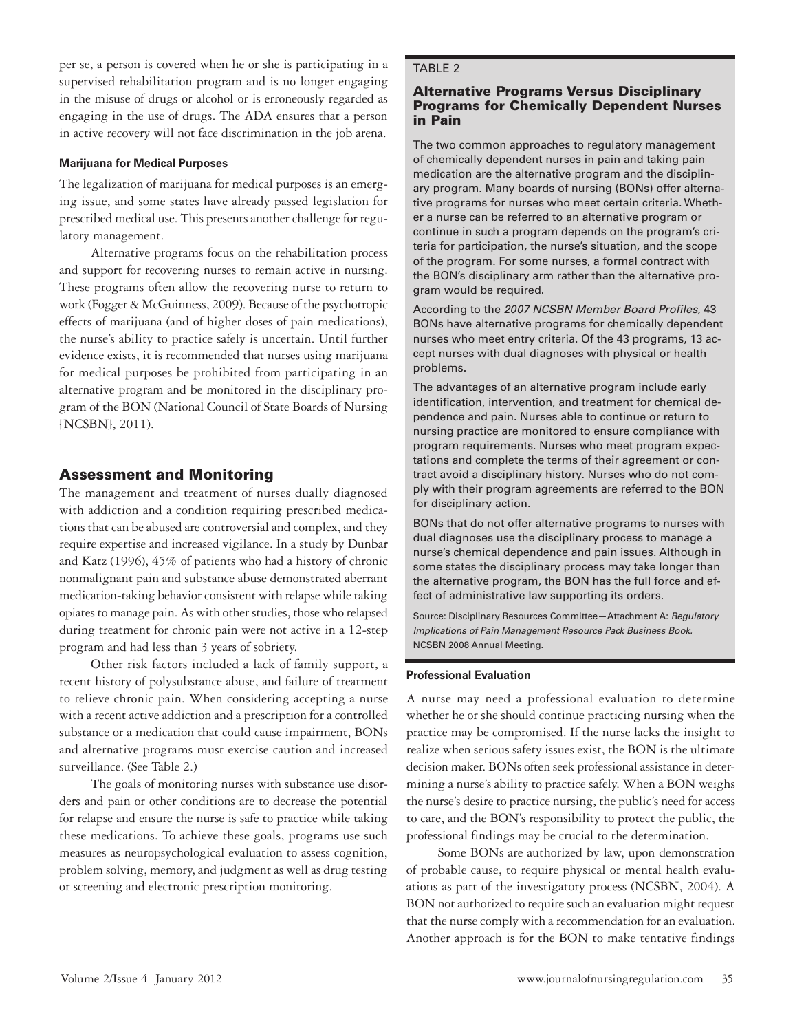per se, a person is covered when he or she is participating in a supervised rehabilitation program and is no longer engaging in the misuse of drugs or alcohol or is erroneously regarded as engaging in the use of drugs. The ADA ensures that a person in active recovery will not face discrimination in the job arena.

#### Marijuana for Medical Purposes

The legalization of marijuana for medical purposes is an emerging issue, and some states have already passed legislation for prescribed medical use. This presents another challenge for regulatory management.

Alternative programs focus on the rehabilitation process and support for recovering nurses to remain active in nursing. These programs often allow the recovering nurse to return to work (Fogger & McGuinness, 2009). Because of the psychotropic effects of marijuana (and of higher doses of pain medications), the nurse's ability to practice safely is uncertain. Until further evidence exists, it is recommended that nurses using marijuana for medical purposes be prohibited from participating in an alternative program and be monitored in the disciplinary program of the BON (National Council of State Boards of Nursing [NCSBN], 2011).

## Assessment and Monitoring

The management and treatment of nurses dually diagnosed with addiction and a condition requiring prescribed medications that can be abused are controversial and complex, and they require expertise and increased vigilance. In a study by Dunbar and Katz (1996), 45% of patients who had a history of chronic nonmalignant pain and substance abuse demonstrated aberrant medication-taking behavior consistent with relapse while taking opiates to manage pain. As with other studies, those who relapsed during treatment for chronic pain were not active in a 12-step program and had less than 3 years of sobriety.

Other risk factors included a lack of family support, a recent history of polysubstance abuse, and failure of treatment to relieve chronic pain. When considering accepting a nurse with a recent active addiction and a prescription for a controlled substance or a medication that could cause impairment, BONs and alternative programs must exercise caution and increased surveillance. (See Table 2.)

The goals of monitoring nurses with substance use disorders and pain or other conditions are to decrease the potential for relapse and ensure the nurse is safe to practice while taking these medications. To achieve these goals, programs use such measures as neuropsychological evaluation to assess cognition, problem solving, memory, and judgment as well as drug testing or screening and electronic prescription monitoring.

TABLE 2

### Alternative Programs Versus Disciplinary Programs for Chemically Dependent Nurses in Pain

The two common approaches to regulatory management of chemically dependent nurses in pain and taking pain medication are the alternative program and the disciplinary program. Many boards of nursing (BONs) offer alternative programs for nurses who meet certain criteria. Whether a nurse can be referred to an alternative program or continue in such a program depends on the program's criteria for participation, the nurse's situation, and the scope of the program. For some nurses, a formal contract with the BON's disciplinary arm rather than the alternative program would be required.

According to the *2007 NCSBN Member Board Profiles,* 43 BONs have alternative programs for chemically dependent nurses who meet entry criteria. Of the 43 programs, 13 accept nurses with dual diagnoses with physical or health problems.

The advantages of an alternative program include early identification, intervention, and treatment for chemical dependence and pain. Nurses able to continue or return to nursing practice are monitored to ensure compliance with program requirements. Nurses who meet program expectations and complete the terms of their agreement or contract avoid a disciplinary history. Nurses who do not comply with their program agreements are referred to the BON for disciplinary action.

BONs that do not offer alternative programs to nurses with dual diagnoses use the disciplinary process to manage a nurse's chemical dependence and pain issues. Although in some states the disciplinary process may take longer than the alternative program, the BON has the full force and effect of administrative law supporting its orders.

Source: Disciplinary Resources Committee—Attachment A: *Regulatory Implications of Pain Management Resource Pack Business Book.* NCSBN 2008 Annual Meeting.

#### Professional Evaluation

A nurse may need a professional evaluation to determine whether he or she should continue practicing nursing when the practice may be compromised. If the nurse lacks the insight to realize when serious safety issues exist, the BON is the ultimate decision maker. BONs often seek professional assistance in determining a nurse's ability to practice safely. When a BON weighs the nurse's desire to practice nursing, the public's need for access to care, and the BON's responsibility to protect the public, the professional findings may be crucial to the determination.

Some BONs are authorized by law, upon demonstration of probable cause, to require physical or mental health evaluations as part of the investigatory process (NCSBN, 2004). A BON not authorized to require such an evaluation might request that the nurse comply with a recommendation for an evaluation. Another approach is for the BON to make tentative findings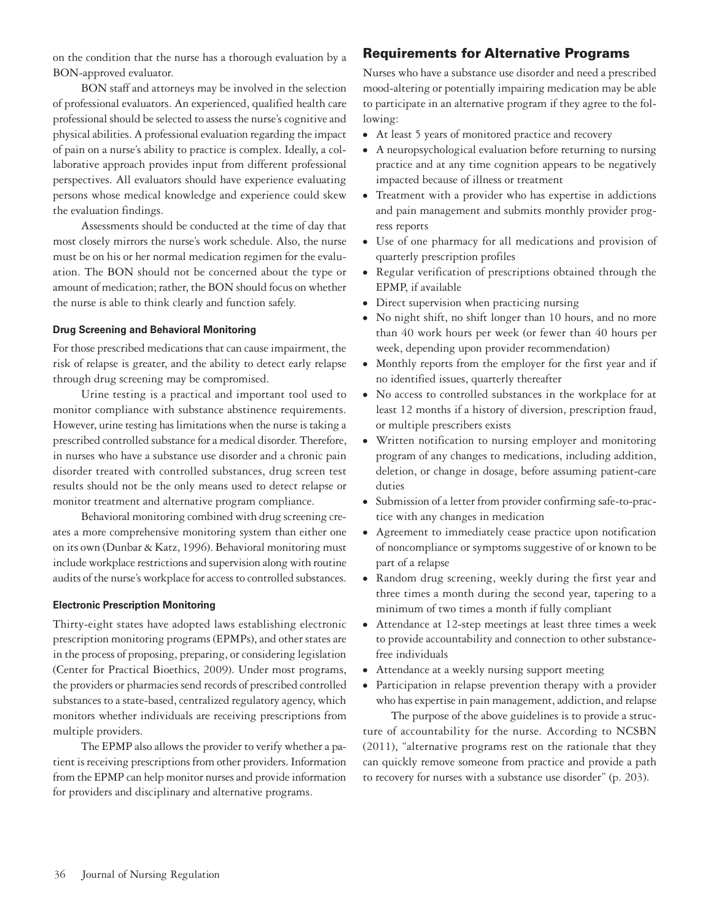on the condition that the nurse has a thorough evaluation by a BON-approved evaluator.

BON staff and attorneys may be involved in the selection of professional evaluators. An experienced, qualified health care professional should be selected to assess the nurse's cognitive and physical abilities. A professional evaluation regarding the impact of pain on a nurse's ability to practice is complex. Ideally, a collaborative approach provides input from different professional perspectives. All evaluators should have experience evaluating persons whose medical knowledge and experience could skew the evaluation findings.

Assessments should be conducted at the time of day that most closely mirrors the nurse's work schedule. Also, the nurse must be on his or her normal medication regimen for the evaluation. The BON should not be concerned about the type or amount of medication; rather, the BON should focus on whether the nurse is able to think clearly and function safely.

### Drug Screening and Behavioral Monitoring

For those prescribed medications that can cause impairment, the risk of relapse is greater, and the ability to detect early relapse through drug screening may be compromised.

Urine testing is a practical and important tool used to monitor compliance with substance abstinence requirements. However, urine testing has limitations when the nurse is taking a prescribed controlled substance for a medical disorder. Therefore, in nurses who have a substance use disorder and a chronic pain disorder treated with controlled substances, drug screen test results should not be the only means used to detect relapse or monitor treatment and alternative program compliance.

Behavioral monitoring combined with drug screening creates a more comprehensive monitoring system than either one on its own (Dunbar & Katz, 1996). Behavioral monitoring must include workplace restrictions and supervision along with routine audits of the nurse's workplace for access to controlled substances.

### Electronic Prescription Monitoring

Thirty-eight states have adopted laws establishing electronic prescription monitoring programs (EPMPs), and other states are in the process of proposing, preparing, or considering legislation (Center for Practical Bioethics, 2009). Under most programs, the providers or pharmacies send records of prescribed controlled substances to a state-based, centralized regulatory agency, which monitors whether individuals are receiving prescriptions from multiple providers.

The EPMP also allows the provider to verify whether a patient is receiving prescriptions from other providers. Information from the EPMP can help monitor nurses and provide information for providers and disciplinary and alternative programs.

## Requirements for Alternative Programs

Nurses who have a substance use disorder and need a prescribed mood-altering or potentially impairing medication may be able to participate in an alternative program if they agree to the following:

- At least 5 years of monitored practice and recovery
- A neuropsychological evaluation before returning to nursing practice and at any time cognition appears to be negatively impacted because of illness or treatment
- Treatment with a provider who has expertise in addictions and pain management and submits monthly provider progress reports
- Use of one pharmacy for all medications and provision of quarterly prescription profiles
- Regular verification of prescriptions obtained through the EPMP, if available
- Direct supervision when practicing nursing
- No night shift, no shift longer than 10 hours, and no more than 40 work hours per week (or fewer than 40 hours per week, depending upon provider recommendation)
- Monthly reports from the employer for the first year and if no identified issues, quarterly thereafter
- No access to controlled substances in the workplace for at least 12 months if a history of diversion, prescription fraud, or multiple prescribers exists
- Written notification to nursing employer and monitoring program of any changes to medications, including addition, deletion, or change in dosage, before assuming patient-care duties
- Submission of a letter from provider confirming safe-to-practice with any changes in medication
- Agreement to immediately cease practice upon notification of noncompliance or symptoms suggestive of or known to be part of a relapse
- Random drug screening, weekly during the first year and three times a month during the second year, tapering to a minimum of two times a month if fully compliant
- Attendance at 12-step meetings at least three times a week to provide accountability and connection to other substance-free individuals
- Attendance at a weekly nursing support meeting
- Participation in relapse prevention therapy with a provider who has expertise in pain management, addiction, and relapse

The purpose of the above guidelines is to provide a structure of accountability for the nurse. According to NCSBN (2011), "alternative programs rest on the rationale that they can quickly remove someone from practice and provide a path to recovery for nurses with a substance use disorder" (p. 203).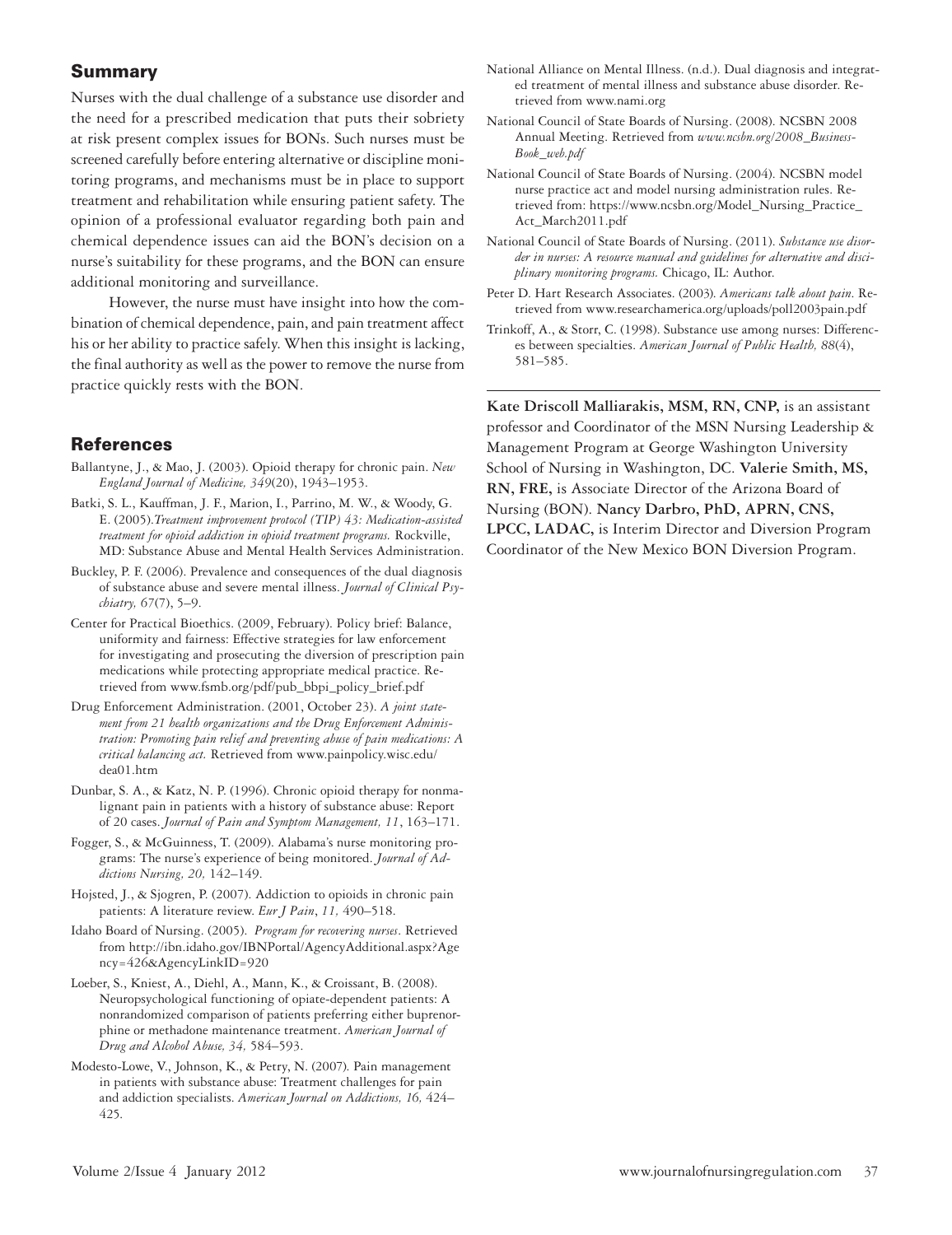## Summary

Nurses with the dual challenge of a substance use disorder and the need for a prescribed medication that puts their sobriety at risk present complex issues for BONs. Such nurses must be screened carefully before entering alternative or discipline monitoring programs, and mechanisms must be in place to support treatment and rehabilitation while ensuring patient safety. The opinion of a professional evaluator regarding both pain and chemical dependence issues can aid the BON's decision on a nurse's suitability for these programs, and the BON can ensure additional monitoring and surveillance.

However, the nurse must have insight into how the combination of chemical dependence, pain, and pain treatment affect his or her ability to practice safely. When this insight is lacking, the final authority as well as the power to remove the nurse from practice quickly rests with the BON.

## References

Ballantyne, J., & Mao, J. (2003). Opioid therapy for chronic pain. *New England Journal of Medicine, 349*(20), 1943–1953.

Batki, S. L., Kauffman, J. F., Marion, I., Parrino, M. W., & Woody, G. E. (2005).*Treatment improvement protocol (TIP) 43: Medication-assisted treatment for opioid addiction in opioid treatment programs.* Rockville, MD: Substance Abuse and Mental Health Services Administration.

Buckley, P. F. (2006). Prevalence and consequences of the dual diagnosis of substance abuse and severe mental illness. *Journal of Clinical Psychiatry, 67*(7), 5–9.

Center for Practical Bioethics. (2009, February). Policy brief: Balance, uniformity and fairness: Effective strategies for law enforcement for investigating and prosecuting the diversion of prescription pain medications while protecting appropriate medical practice. Retrieved from www.fsmb.org/pdf/pub_bbpi_policy_brief.pdf

Drug Enforcement Administration. (2001, October 23). *A joint statement from 21 health organizations and the Drug Enforcement Administration: Promoting pain relief and preventing abuse of pain medications: A critical balancing act.* Retrieved from www.painpolicy.wisc.edu/dea01.htm

Dunbar, S. A., & Katz, N. P. (1996). Chronic opioid therapy for nonmalignant pain in patients with a history of substance abuse: Report of 20 cases. *Journal of Pain and Symptom Management, 11*, 163–171.

Fogger, S., & McGuinness, T. (2009). Alabama's nurse monitoring programs: The nurse's experience of being monitored. *Journal of Addictions Nursing, 20,* 142–149.

Hojsted, J., & Sjogren, P. (2007). Addiction to opioids in chronic pain patients: A literature review. *Eur J Pain*, *11,* 490–518.

Idaho Board of Nursing. (2005). *Program for recovering nurses*. Retrieved from http://ibn.idaho.gov/IBNPortal/AgencyAdditional.aspx?Agency=426&AgencyLinkID=920

Loeber, S., Kniest, A., Diehl, A., Mann, K., & Croissant, B. (2008). Neuropsychological functioning of opiate-dependent patients: A nonrandomized comparison of patients preferring either buprenorphine or methadone maintenance treatment. *American Journal of Drug and Alcohol Abuse, 34,* 584–593.

Modesto-Lowe, V., Johnson, K., & Petry, N. (2007). Pain management in patients with substance abuse: Treatment challenges for pain and addiction specialists. *American Journal on Addictions, 16,* 424–425.

National Alliance on Mental Illness. (n.d.). Dual diagnosis and integrated treatment of mental illness and substance abuse disorder. Retrieved from www.nami.org

National Council of State Boards of Nursing. (2008). NCSBN 2008 Annual Meeting. Retrieved from *www.ncsbn.org/2008_Business-Book_web.pdf*

National Council of State Boards of Nursing. (2004). NCSBN model nurse practice act and model nursing administration rules. Retrieved from: https://www.ncsbn.org/Model_Nursing_Practice_Act_March2011.pdf

National Council of State Boards of Nursing. (2011). *Substance use disorder in nurses: A resource manual and guidelines for alternative and disciplinary monitoring programs.* Chicago, IL: Author.

Peter D. Hart Research Associates. (2003). *Americans talk about pain*. Retrieved from www.researchamerica.org/uploads/poll2003pain.pdf

Trinkoff, A., & Storr, C. (1998). Substance use among nurses: Differences between specialties. *American Journal of Public Health, 88*(4), 581–585.

---

**Kate Driscoll Malliarakis, MSM, RN, CNP,** is an assistant professor and Coordinator of the MSN Nursing Leadership & Management Program at George Washington University School of Nursing in Washington, DC. **Valerie Smith, MS, RN, FRE,** is Associate Director of the Arizona Board of Nursing (BON). **Nancy Darbro, PhD, APRN, CNS, LPCC, LADAC,** is Interim Director and Diversion Program Coordinator of the New Mexico BON Diversion Program.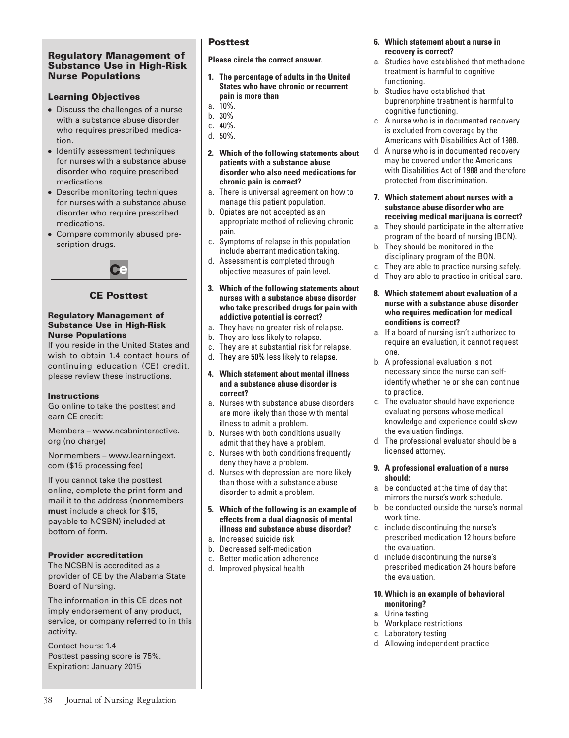## Regulatory Management of Substance Use in High-Risk Nurse Populations

### Learning Objectives

- Discuss the challenges of a nurse with a substance abuse disorder who requires prescribed medication.
- Identify assessment techniques for nurses with a substance abuse disorder who require prescribed medications.
- Describe monitoring techniques for nurses with a substance abuse disorder who require prescribed medications.
- Compare commonly abused prescription drugs.

Ce

### CE Posttest

#### Regulatory Management of Substance Use in High-Risk Nurse Populations

If you reside in the United States and wish to obtain 1.4 contact hours of continuing education (CE) credit, please review these instructions.

#### Instructions

Go online to take the posttest and earn CE credit:

Members – www.ncsbninteractive.org (no charge)

Nonmembers – www.learningext.com ($15 processing fee)

If you cannot take the posttest online, complete the print form and mail it to the address (nonmembers **must** include a check for $15, payable to NCSBN) included at bottom of form.

#### Provider accreditation

The NCSBN is accredited as a provider of CE by the Alabama State Board of Nursing.

The information in this CE does not imply endorsement of any product, service, or company referred to in this activity.

Contact hours: 1.4
Posttest passing score is 75%.
Expiration: January 2015

## Posttest

**Please circle the correct answer.**

**1. The percentage of adults in the United States who have chronic or recurrent pain is more than**

a. 10%.
b. 30%
c. 40%.
d. 50%.

**2. Which of the following statements about patients with a substance abuse disorder who also need medications for chronic pain is correct?**

a. There is universal agreement on how to manage this patient population.
b. Opiates are not accepted as an appropriate method of relieving chronic pain.
c. Symptoms of relapse in this population include aberrant medication taking.
d. Assessment is completed through objective measures of pain level.

**3. Which of the following statements about nurses with a substance abuse disorder who take prescribed drugs for pain with addictive potential is correct?**

a. They have no greater risk of relapse.
b. They are less likely to relapse.
c. They are at substantial risk for relapse.
d. They are 50% less likely to relapse.

**4. Which statement about mental illness and a substance abuse disorder is correct?**

a. Nurses with substance abuse disorders are more likely than those with mental illness to admit a problem.
b. Nurses with both conditions usually admit that they have a problem.
c. Nurses with both conditions frequently deny they have a problem.
d. Nurses with depression are more likely than those with a substance abuse disorder to admit a problem.

**5. Which of the following is an example of effects from a dual diagnosis of mental illness and substance abuse disorder?**

a. Increased suicide risk
b. Decreased self-medication
c. Better medication adherence
d. Improved physical health

**6. Which statement about a nurse in recovery is correct?**

a. Studies have established that methadone treatment is harmful to cognitive functioning.
b. Studies have established that buprenorphine treatment is harmful to cognitive functioning.
c. A nurse who is in documented recovery is excluded from coverage by the Americans with Disabilities Act of 1988.
d. A nurse who is in documented recovery may be covered under the Americans with Disabilities Act of 1988 and therefore protected from discrimination.

**7. Which statement about nurses with a substance abuse disorder who are receiving medical marijuana is correct?**

a. They should participate in the alternative program of the board of nursing (BON).
b. They should be monitored in the disciplinary program of the BON.
c. They are able to practice nursing safely.
d. They are able to practice in critical care.

**8. Which statement about evaluation of a nurse with a substance abuse disorder who requires medication for medical conditions is correct?**

a. If a board of nursing isn't authorized to require an evaluation, it cannot request one.
b. A professional evaluation is not necessary since the nurse can self-identify whether he or she can continue to practice.
c. The evaluator should have experience evaluating persons whose medical knowledge and experience could skew the evaluation findings.
d. The professional evaluator should be a licensed attorney.

**9. A professional evaluation of a nurse should:**

a. be conducted at the time of day that mirrors the nurse's work schedule.
b. be conducted outside the nurse's normal work time.
c. include discontinuing the nurse's prescribed medication 12 hours before the evaluation.
d. include discontinuing the nurse's prescribed medication 24 hours before the evaluation.

**10. Which is an example of behavioral monitoring?**

a. Urine testing
b. Workplace restrictions
c. Laboratory testing
d. Allowing independent practice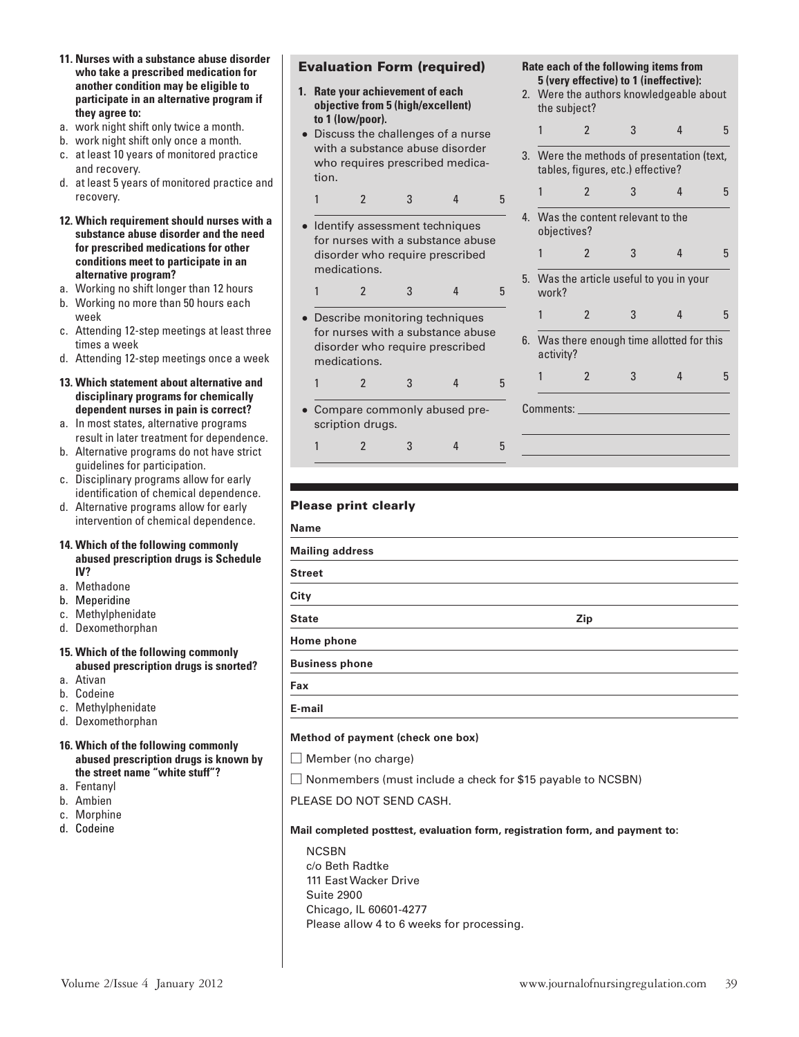**11. Nurses with a substance abuse disorder who take a prescribed medication for another condition may be eligible to participate in an alternative program if they agree to:**

a. work night shift only twice a month.
b. work night shift only once a month.
c. at least 10 years of monitored practice and recovery.
d. at least 5 years of monitored practice and recovery.

**12. Which requirement should nurses with a substance abuse disorder and the need for prescribed medications for other conditions meet to participate in an alternative program?**

a. Working no shift longer than 12 hours
b. Working no more than 50 hours each week
c. Attending 12-step meetings at least three times a week
d. Attending 12-step meetings once a week

**13. Which statement about alternative and disciplinary programs for chemically dependent nurses in pain is correct?**

a. In most states, alternative programs result in later treatment for dependence.
b. Alternative programs do not have strict guidelines for participation.
c. Disciplinary programs allow for early identification of chemical dependence.
d. Alternative programs allow for early intervention of chemical dependence.

**14. Which of the following commonly abused prescription drugs is Schedule IV?**

a. Methadone
b. Meperidine
c. Methylphenidate
d. Dexomethorphan

**15. Which of the following commonly abused prescription drugs is snorted?**

a. Ativan
b. Codeine
c. Methylphenidate
d. Dexomethorphan

**16. Which of the following commonly abused prescription drugs is known by the street name "white stuff"?**

a. Fentanyl
b. Ambien
c. Morphine
d. Codeine

## Evaluation Form (required)

**1. Rate your achievement of each objective from 5 (high/excellent) to 1 (low/poor).**

- Discuss the challenges of a nurse with a substance abuse disorder who requires prescribed medication.

  1 2 3 4 5

- Identify assessment techniques for nurses with a substance abuse disorder who require prescribed medications.

  1 2 3 4 5

- Describe monitoring techniques for nurses with a substance abuse disorder who require prescribed medications.

  1 2 3 4 5

- Compare commonly abused prescription drugs.

  1 2 3 4 5

**Rate each of the following items from 5 (very effective) to 1 (ineffective):**

2. Were the authors knowledgeable about the subject?

   1 2 3 4 5

3. Were the methods of presentation (text, tables, figures, etc.) effective?

   1 2 3 4 5

4. Was the content relevant to the objectives?

   1 2 3 4 5

5. Was the article useful to you in your work?

   1 2 3 4 5

6. Was there enough time allotted for this activity?

   1 2 3 4 5

Comments: ______________________

## Please print clearly

**Name**

**Mailing address**

**Street**

**City**

**State** **Zip**

**Home phone**

**Business phone**

**Fax**

**E-mail**

**Method of payment (check one box)**

☐ Member (no charge)

☐ Nonmembers (must include a check for $15 payable to NCSBN)

PLEASE DO NOT SEND CASH.

**Mail completed posttest, evaluation form, registration form, and payment to:**

NCSBN
c/o Beth Radtke
111 East Wacker Drive
Suite 2900
Chicago, IL 60601-4277
Please allow 4 to 6 weeks for processing.